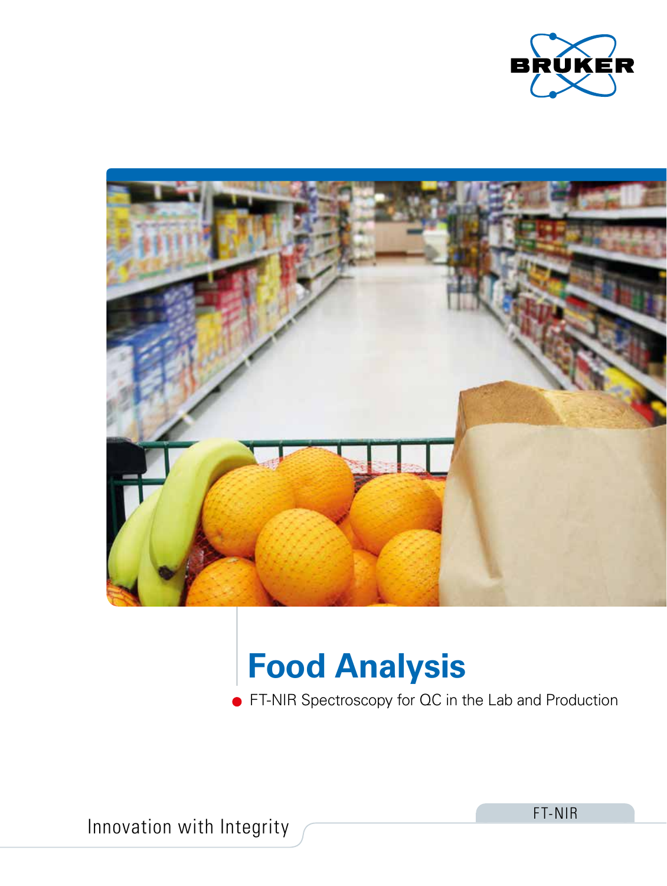BRUKER

# Food Analysis

- FT-NIR Spectroscopy for QC in the Lab and Production

Innovation with Integrity

FT-NIR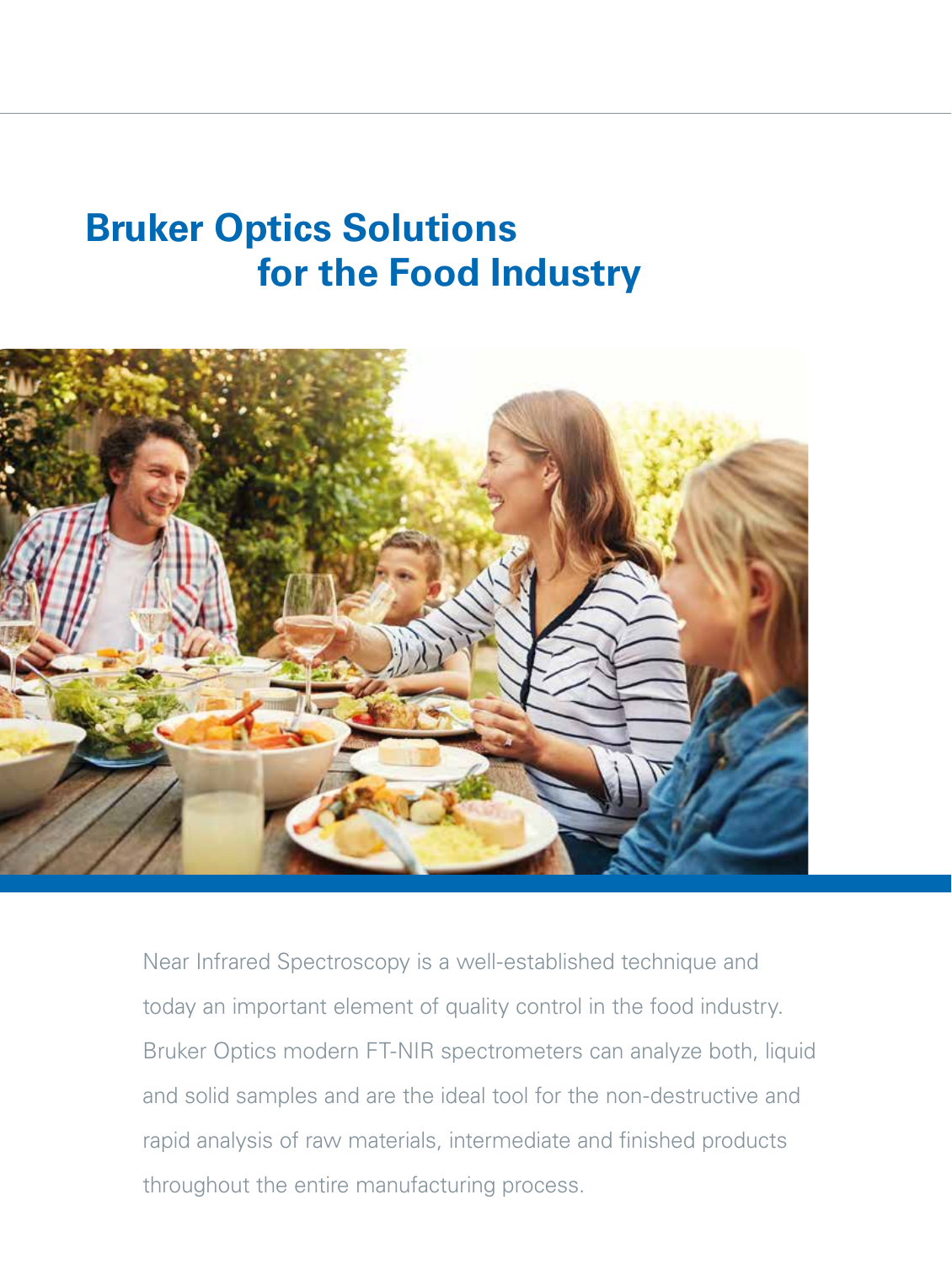# Bruker Optics Solutions for the Food Industry

Near Infrared Spectroscopy is a well-established technique and today an important element of quality control in the food industry. Bruker Optics modern FT-NIR spectrometers can analyze both, liquid and solid samples and are the ideal tool for the non-destructive and rapid analysis of raw materials, intermediate and finished products throughout the entire manufacturing process.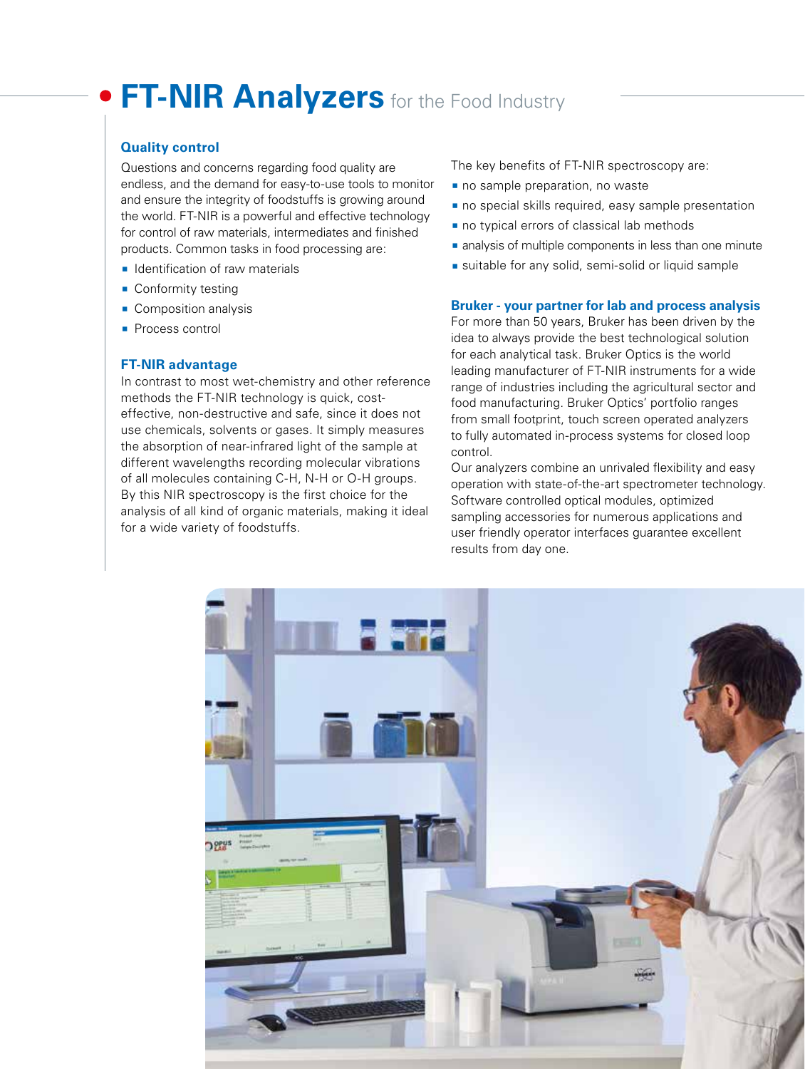# FT-NIR Analyzers for the Food Industry

### Quality control

Questions and concerns regarding food quality are endless, and the demand for easy-to-use tools to monitor and ensure the integrity of foodstuffs is growing around the world. FT-NIR is a powerful and effective technology for control of raw materials, intermediates and finished products. Common tasks in food processing are:

- Identification of raw materials
- Conformity testing
- Composition analysis
- Process control

### FT-NIR advantage

In contrast to most wet-chemistry and other reference methods the FT-NIR technology is quick, cost-effective, non-destructive and safe, since it does not use chemicals, solvents or gases. It simply measures the absorption of near-infrared light of the sample at different wavelengths recording molecular vibrations of all molecules containing C-H, N-H or O-H groups. By this NIR spectroscopy is the first choice for the analysis of all kind of organic materials, making it ideal for a wide variety of foodstuffs.

The key benefits of FT-NIR spectroscopy are:

- no sample preparation, no waste
- no special skills required, easy sample presentation
- no typical errors of classical lab methods
- analysis of multiple components in less than one minute
- suitable for any solid, semi-solid or liquid sample

### Bruker - your partner for lab and process analysis

For more than 50 years, Bruker has been driven by the idea to always provide the best technological solution for each analytical task. Bruker Optics is the world leading manufacturer of FT-NIR instruments for a wide range of industries including the agricultural sector and food manufacturing. Bruker Optics' portfolio ranges from small footprint, touch screen operated analyzers to fully automated in-process systems for closed loop control.

Our analyzers combine an unrivaled flexibility and easy operation with state-of-the-art spectrometer technology. Software controlled optical modules, optimized sampling accessories for numerous applications and user friendly operator interfaces guarantee excellent results from day one.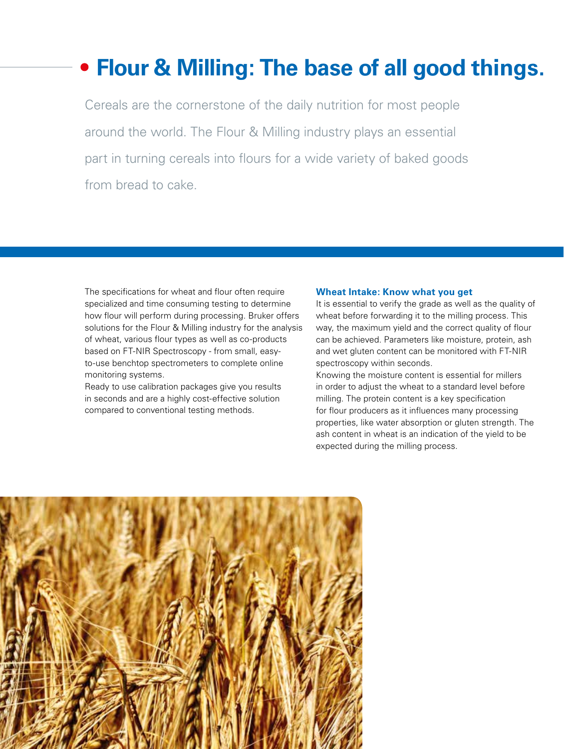# Flour & Milling: The base of all good things.

Cereals are the cornerstone of the daily nutrition for most people around the world. The Flour & Milling industry plays an essential part in turning cereals into flours for a wide variety of baked goods from bread to cake.

The specifications for wheat and flour often require specialized and time consuming testing to determine how flour will perform during processing. Bruker offers solutions for the Flour & Milling industry for the analysis of wheat, various flour types as well as co-products based on FT-NIR Spectroscopy - from small, easy-to-use benchtop spectrometers to complete online monitoring systems.

Ready to use calibration packages give you results in seconds and are a highly cost-effective solution compared to conventional testing methods.

### Wheat Intake: Know what you get

It is essential to verify the grade as well as the quality of wheat before forwarding it to the milling process. This way, the maximum yield and the correct quality of flour can be achieved. Parameters like moisture, protein, ash and wet gluten content can be monitored with FT-NIR spectroscopy within seconds.

Knowing the moisture content is essential for millers in order to adjust the wheat to a standard level before milling. The protein content is a key specification for flour producers as it influences many processing properties, like water absorption or gluten strength. The ash content in wheat is an indication of the yield to be expected during the milling process.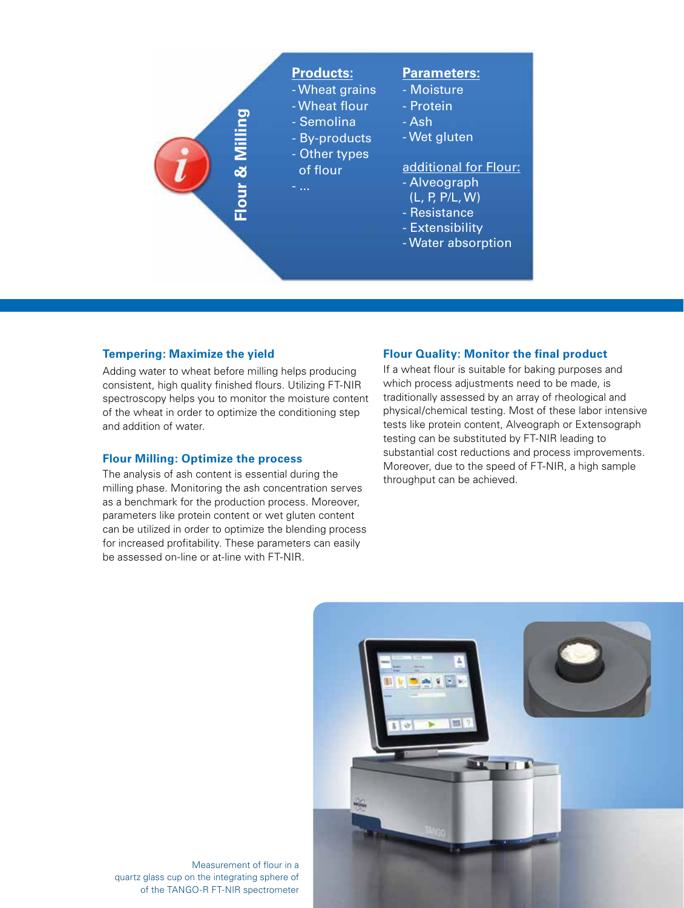## Flour & Milling

**Products:**
- Wheat grains
- Wheat flour
- Semolina
- By-products
- Other types of flour
- ...

**Parameters:**
- Moisture
- Protein
- Ash
- Wet gluten

additional for Flour:
- Alveograph (L, P, P/L, W)
- Resistance
- Extensibility
- Water absorption

### Tempering: Maximize the yield

Adding water to wheat before milling helps producing consistent, high quality finished flours. Utilizing FT-NIR spectroscopy helps you to monitor the moisture content of the wheat in order to optimize the conditioning step and addition of water.

### Flour Milling: Optimize the process

The analysis of ash content is essential during the milling phase. Monitoring the ash concentration serves as a benchmark for the production process. Moreover, parameters like protein content or wet gluten content can be utilized in order to optimize the blending process for increased profitability. These parameters can easily be assessed on-line or at-line with FT-NIR.

### Flour Quality: Monitor the final product

If a wheat flour is suitable for baking purposes and which process adjustments need to be made, is traditionally assessed by an array of rheological and physical/chemical testing. Most of these labor intensive tests like protein content, Alveograph or Extensograph testing can be substituted by FT-NIR leading to substantial cost reductions and process improvements. Moreover, due to the speed of FT-NIR, a high sample throughput can be achieved.

Measurement of flour in a quartz glass cup on the integrating sphere of of the TANGO-R FT-NIR spectrometer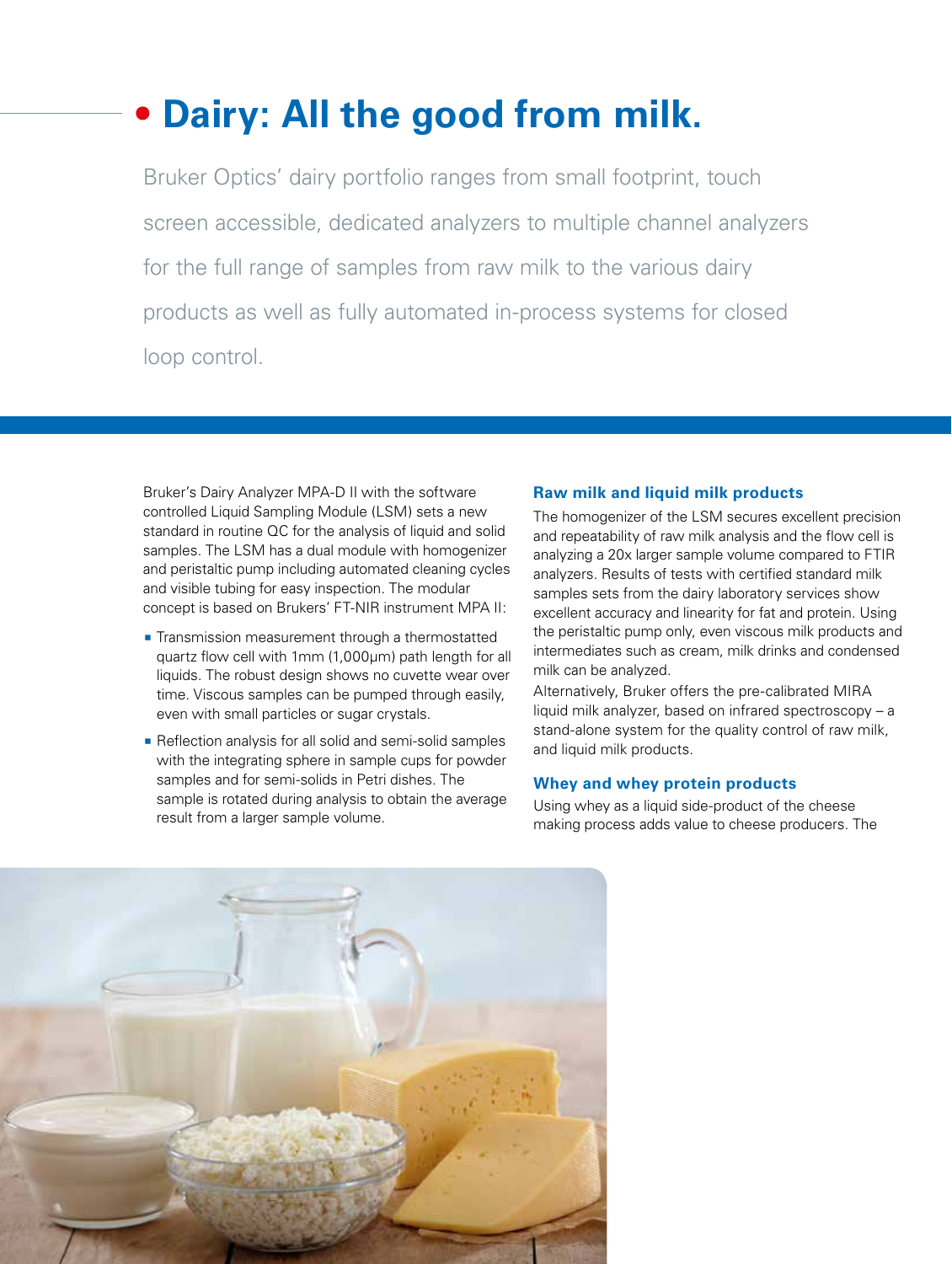# Dairy: All the good from milk.

Bruker Optics' dairy portfolio ranges from small footprint, touch screen accessible, dedicated analyzers to multiple channel analyzers for the full range of samples from raw milk to the various dairy products as well as fully automated in-process systems for closed loop control.

Bruker's Dairy Analyzer MPA-D II with the software controlled Liquid Sampling Module (LSM) sets a new standard in routine QC for the analysis of liquid and solid samples. The LSM has a dual module with homogenizer and peristaltic pump including automated cleaning cycles and visible tubing for easy inspection. The modular concept is based on Brukers' FT-NIR instrument MPA II:

- Transmission measurement through a thermostatted quartz flow cell with 1mm (1,000µm) path length for all liquids. The robust design shows no cuvette wear over time. Viscous samples can be pumped through easily, even with small particles or sugar crystals.
- Reflection analysis for all solid and semi-solid samples with the integrating sphere in sample cups for powder samples and for semi-solids in Petri dishes. The sample is rotated during analysis to obtain the average result from a larger sample volume.

### Raw milk and liquid milk products

The homogenizer of the LSM secures excellent precision and repeatability of raw milk analysis and the flow cell is analyzing a 20x larger sample volume compared to FTIR analyzers. Results of tests with certified standard milk samples sets from the dairy laboratory services show excellent accuracy and linearity for fat and protein. Using the peristaltic pump only, even viscous milk products and intermediates such as cream, milk drinks and condensed milk can be analyzed.
Alternatively, Bruker offers the pre-calibrated MIRA liquid milk analyzer, based on infrared spectroscopy – a stand-alone system for the quality control of raw milk, and liquid milk products.

### Whey and whey protein products

Using whey as a liquid side-product of the cheese making process adds value to cheese producers. The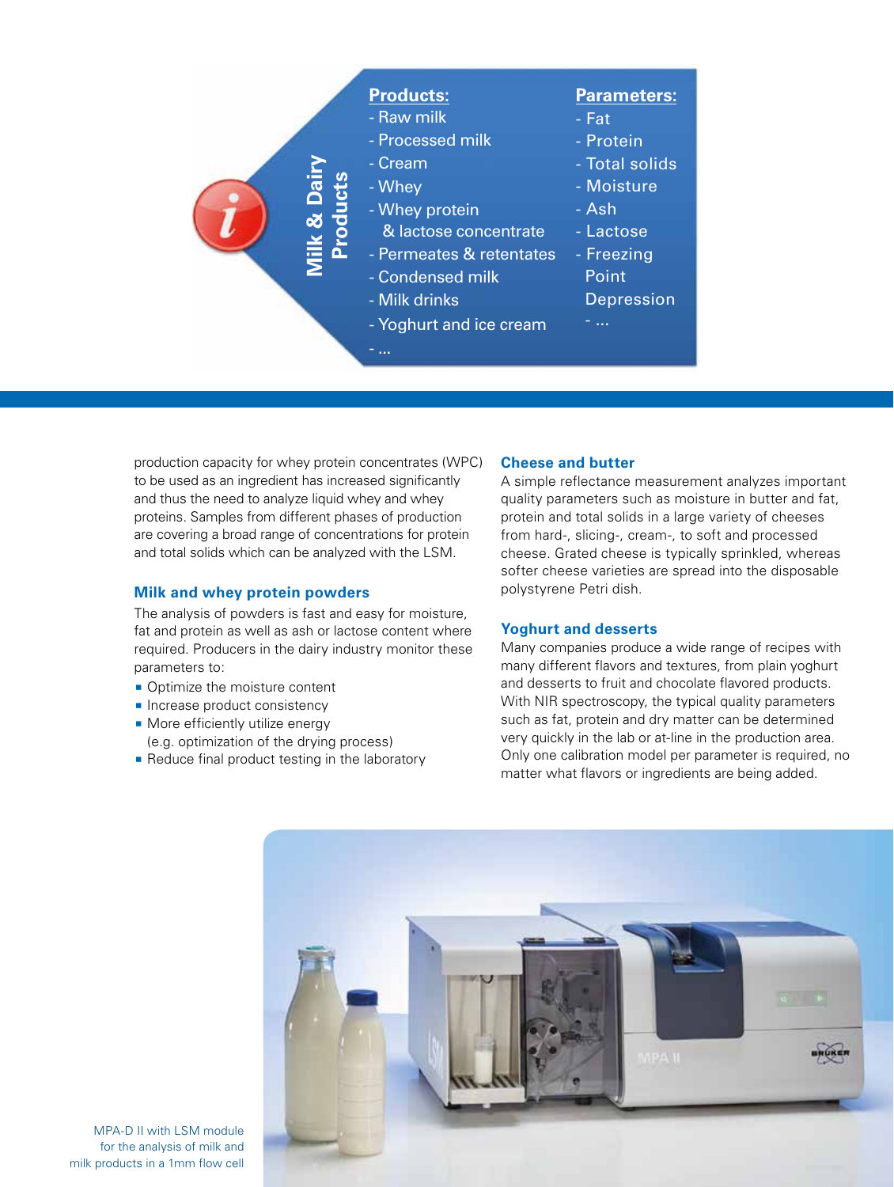**Milk & Dairy Products**

**Products:**
- Raw milk
- Processed milk
- Cream
- Whey
- Whey protein & lactose concentrate
- Permeates & retentates
- Condensed milk
- Milk drinks
- Yoghurt and ice cream
- ...

**Parameters:**
- Fat
- Protein
- Total solids
- Moisture
- Ash
- Lactose
- Freezing Point Depression
- ...

production capacity for whey protein concentrates (WPC) to be used as an ingredient has increased significantly and thus the need to analyze liquid whey and whey proteins. Samples from different phases of production are covering a broad range of concentrations for protein and total solids which can be analyzed with the LSM.

### Milk and whey protein powders

The analysis of powders is fast and easy for moisture, fat and protein as well as ash or lactose content where required. Producers in the dairy industry monitor these parameters to:

- Optimize the moisture content
- Increase product consistency
- More efficiently utilize energy (e.g. optimization of the drying process)
- Reduce final product testing in the laboratory

### Cheese and butter

A simple reflectance measurement analyzes important quality parameters such as moisture in butter and fat, protein and total solids in a large variety of cheeses from hard-, slicing-, cream-, to soft and processed cheese. Grated cheese is typically sprinkled, whereas softer cheese varieties are spread into the disposable polystyrene Petri dish.

### Yoghurt and desserts

Many companies produce a wide range of recipes with many different flavors and textures, from plain yoghurt and desserts to fruit and chocolate flavored products. With NIR spectroscopy, the typical quality parameters such as fat, protein and dry matter can be determined very quickly in the lab or at-line in the production area. Only one calibration model per parameter is required, no matter what flavors or ingredients are being added.

MPA-D II with LSM module for the analysis of milk and milk products in a 1mm flow cell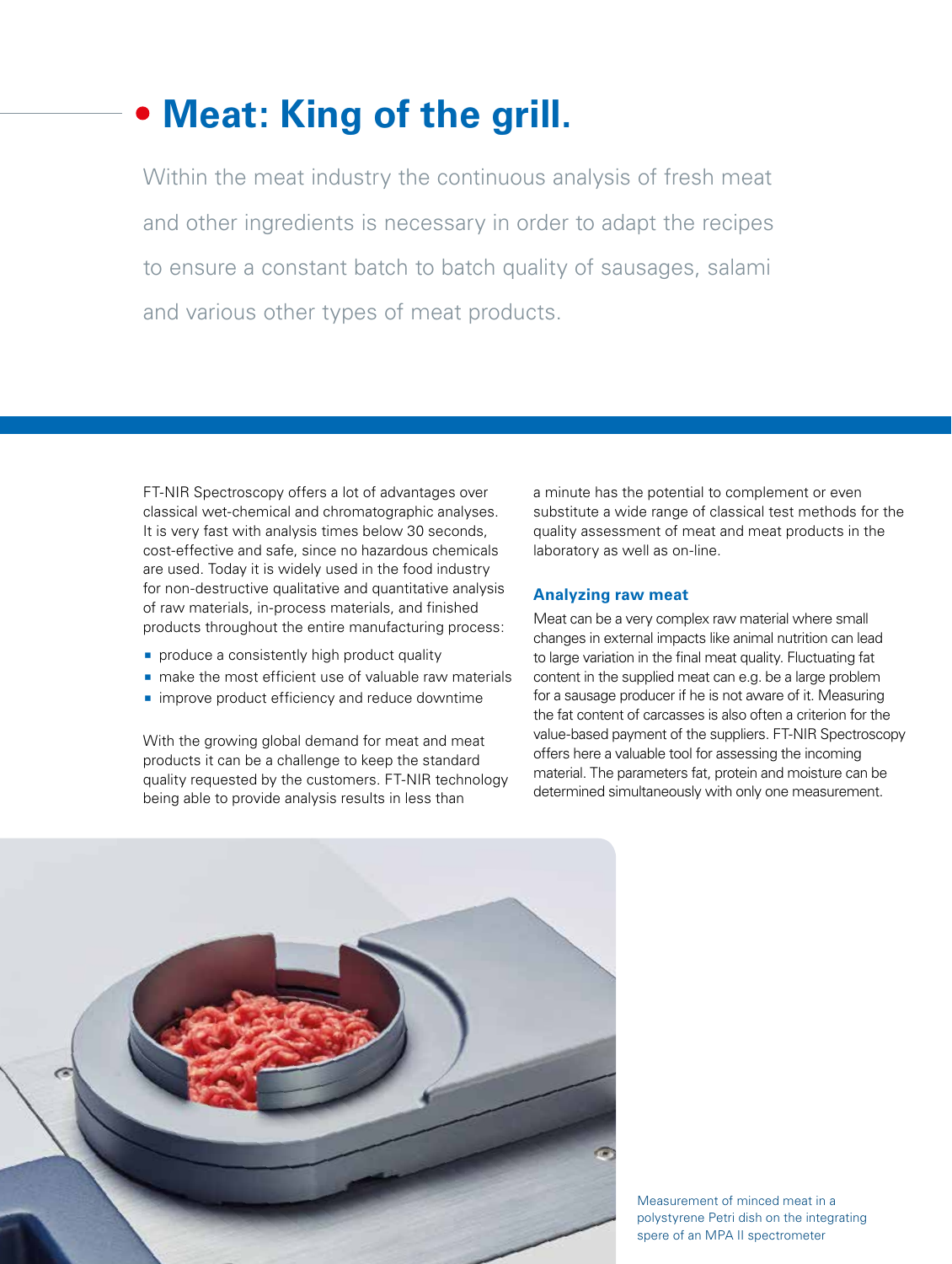# Meat: King of the grill.

Within the meat industry the continuous analysis of fresh meat and other ingredients is necessary in order to adapt the recipes to ensure a constant batch to batch quality of sausages, salami and various other types of meat products.

FT-NIR Spectroscopy offers a lot of advantages over classical wet-chemical and chromatographic analyses. It is very fast with analysis times below 30 seconds, cost-effective and safe, since no hazardous chemicals are used. Today it is widely used in the food industry for non-destructive qualitative and quantitative analysis of raw materials, in-process materials, and finished products throughout the entire manufacturing process:

- produce a consistently high product quality
- make the most efficient use of valuable raw materials
- improve product efficiency and reduce downtime

With the growing global demand for meat and meat products it can be a challenge to keep the standard quality requested by the customers. FT-NIR technology being able to provide analysis results in less than a minute has the potential to complement or even substitute a wide range of classical test methods for the quality assessment of meat and meat products in the laboratory as well as on-line.

### Analyzing raw meat

Meat can be a very complex raw material where small changes in external impacts like animal nutrition can lead to large variation in the final meat quality. Fluctuating fat content in the supplied meat can e.g. be a large problem for a sausage producer if he is not aware of it. Measuring the fat content of carcasses is also often a criterion for the value-based payment of the suppliers. FT-NIR Spectroscopy offers here a valuable tool for assessing the incoming material. The parameters fat, protein and moisture can be determined simultaneously with only one measurement.

Measurement of minced meat in a polystyrene Petri dish on the integrating spere of an MPA II spectrometer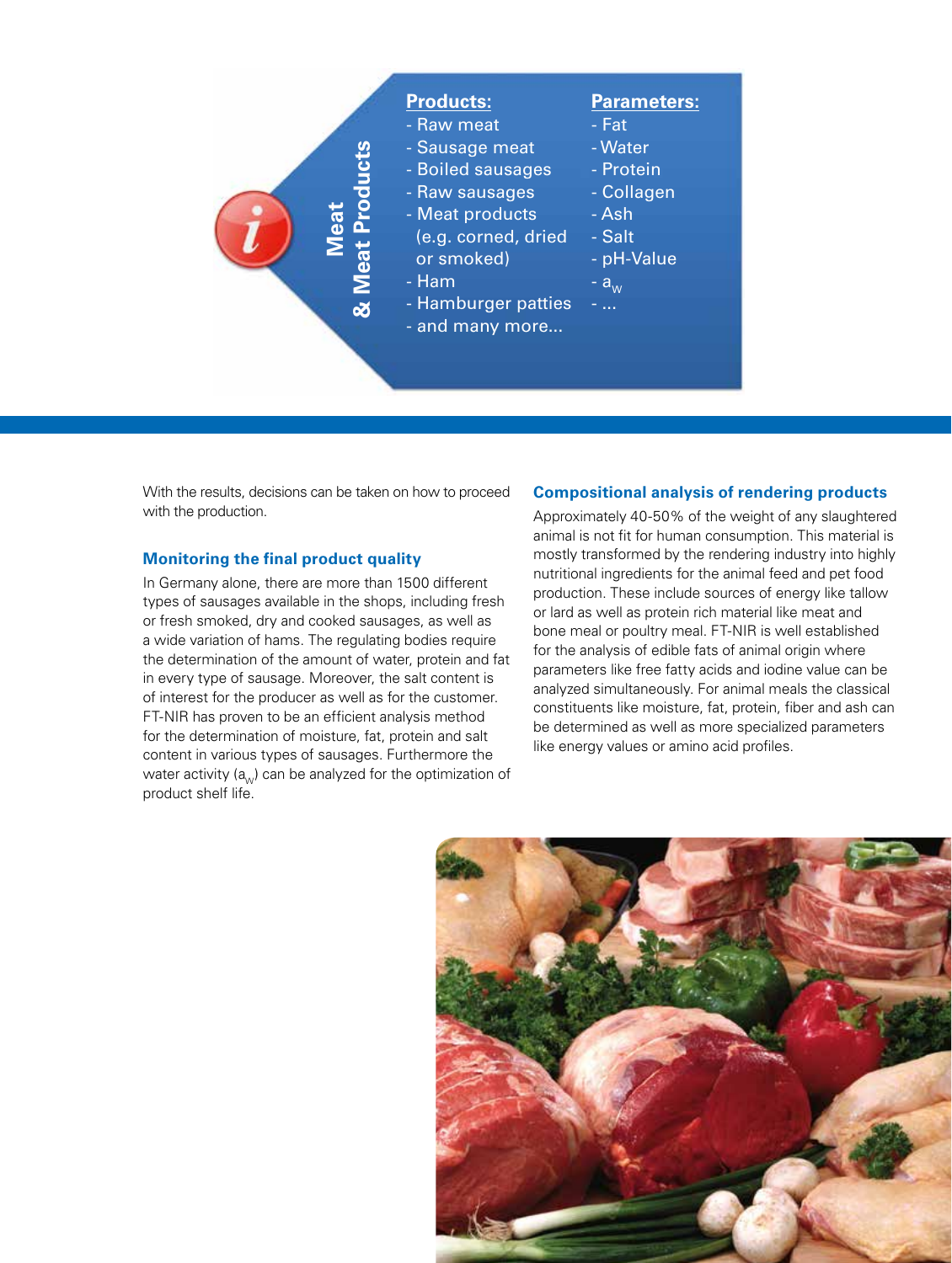## Meat & Meat Products

**Products:**
- Raw meat
- Sausage meat
- Boiled sausages
- Raw sausages
- Meat products (e.g. corned, dried or smoked)
- Ham
- Hamburger patties
- and many more...

**Parameters:**
- Fat
- Water
- Protein
- Collagen
- Ash
- Salt
- pH-Value
- $a_w$
- ...

With the results, decisions can be taken on how to proceed with the production.

### Monitoring the final product quality

In Germany alone, there are more than 1500 different types of sausages available in the shops, including fresh or fresh smoked, dry and cooked sausages, as well as a wide variation of hams. The regulating bodies require the determination of the amount of water, protein and fat in every type of sausage. Moreover, the salt content is of interest for the producer as well as for the customer. FT-NIR has proven to be an efficient analysis method for the determination of moisture, fat, protein and salt content in various types of sausages. Furthermore the water activity ($a_w$) can be analyzed for the optimization of product shelf life.

### Compositional analysis of rendering products

Approximately 40-50% of the weight of any slaughtered animal is not fit for human consumption. This material is mostly transformed by the rendering industry into highly nutritional ingredients for the animal feed and pet food production. These include sources of energy like tallow or lard as well as protein rich material like meat and bone meal or poultry meal. FT-NIR is well established for the analysis of edible fats of animal origin where parameters like free fatty acids and iodine value can be analyzed simultaneously. For animal meals the classical constituents like moisture, fat, protein, fiber and ash can be determined as well as more specialized parameters like energy values or amino acid profiles.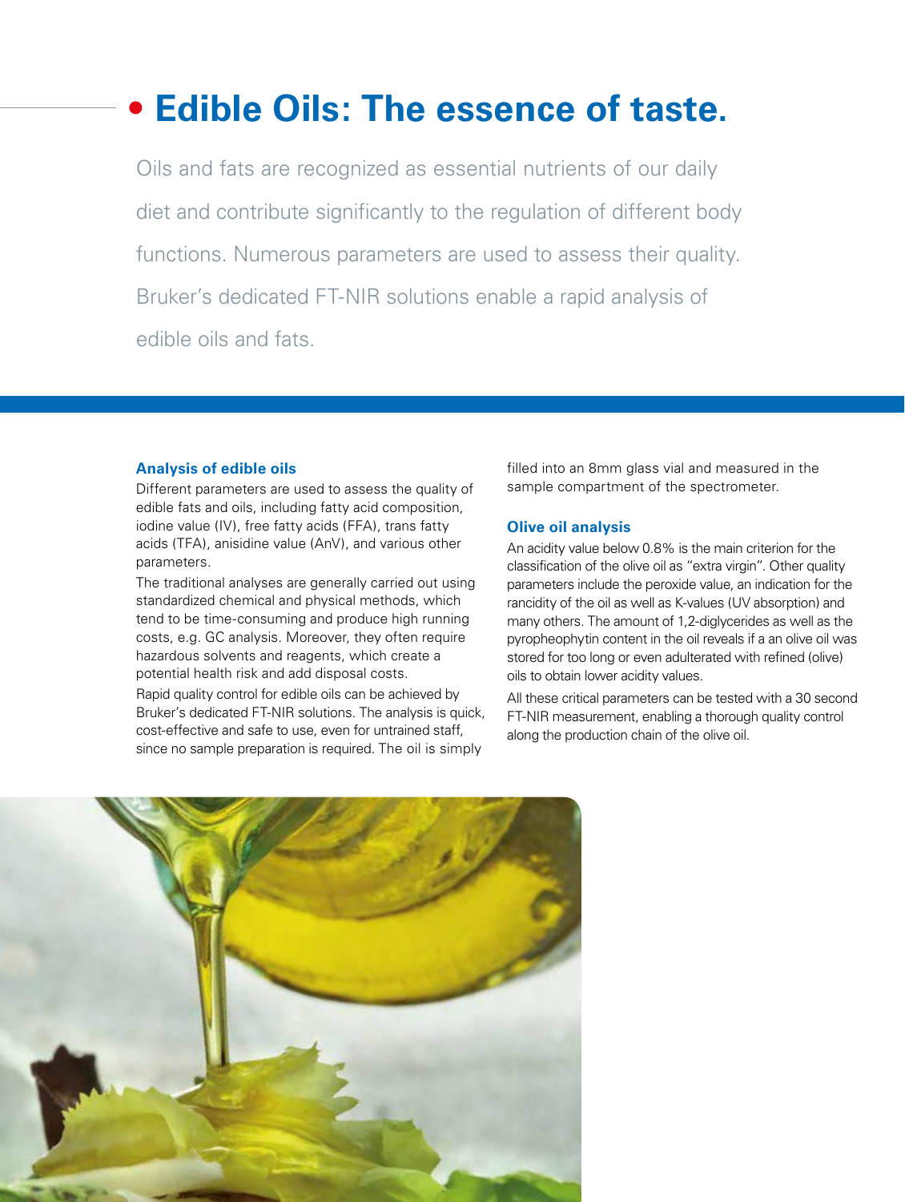# Edible Oils: The essence of taste.

Oils and fats are recognized as essential nutrients of our daily diet and contribute significantly to the regulation of different body functions. Numerous parameters are used to assess their quality. Bruker's dedicated FT-NIR solutions enable a rapid analysis of edible oils and fats.

### Analysis of edible oils

Different parameters are used to assess the quality of edible fats and oils, including fatty acid composition, iodine value (IV), free fatty acids (FFA), trans fatty acids (TFA), anisidine value (AnV), and various other parameters.

The traditional analyses are generally carried out using standardized chemical and physical methods, which tend to be time-consuming and produce high running costs, e.g. GC analysis. Moreover, they often require hazardous solvents and reagents, which create a potential health risk and add disposal costs.

Rapid quality control for edible oils can be achieved by Bruker's dedicated FT-NIR solutions. The analysis is quick, cost-effective and safe to use, even for untrained staff, since no sample preparation is required. The oil is simply filled into an 8mm glass vial and measured in the sample compartment of the spectrometer.

### Olive oil analysis

An acidity value below 0.8% is the main criterion for the classification of the olive oil as "extra virgin". Other quality parameters include the peroxide value, an indication for the rancidity of the oil as well as K-values (UV absorption) and many others. The amount of 1,2-diglycerides as well as the pyropheophytin content in the oil reveals if a an olive oil was stored for too long or even adulterated with refined (olive) oils to obtain lower acidity values.

All these critical parameters can be tested with a 30 second FT-NIR measurement, enabling a thorough quality control along the production chain of the olive oil.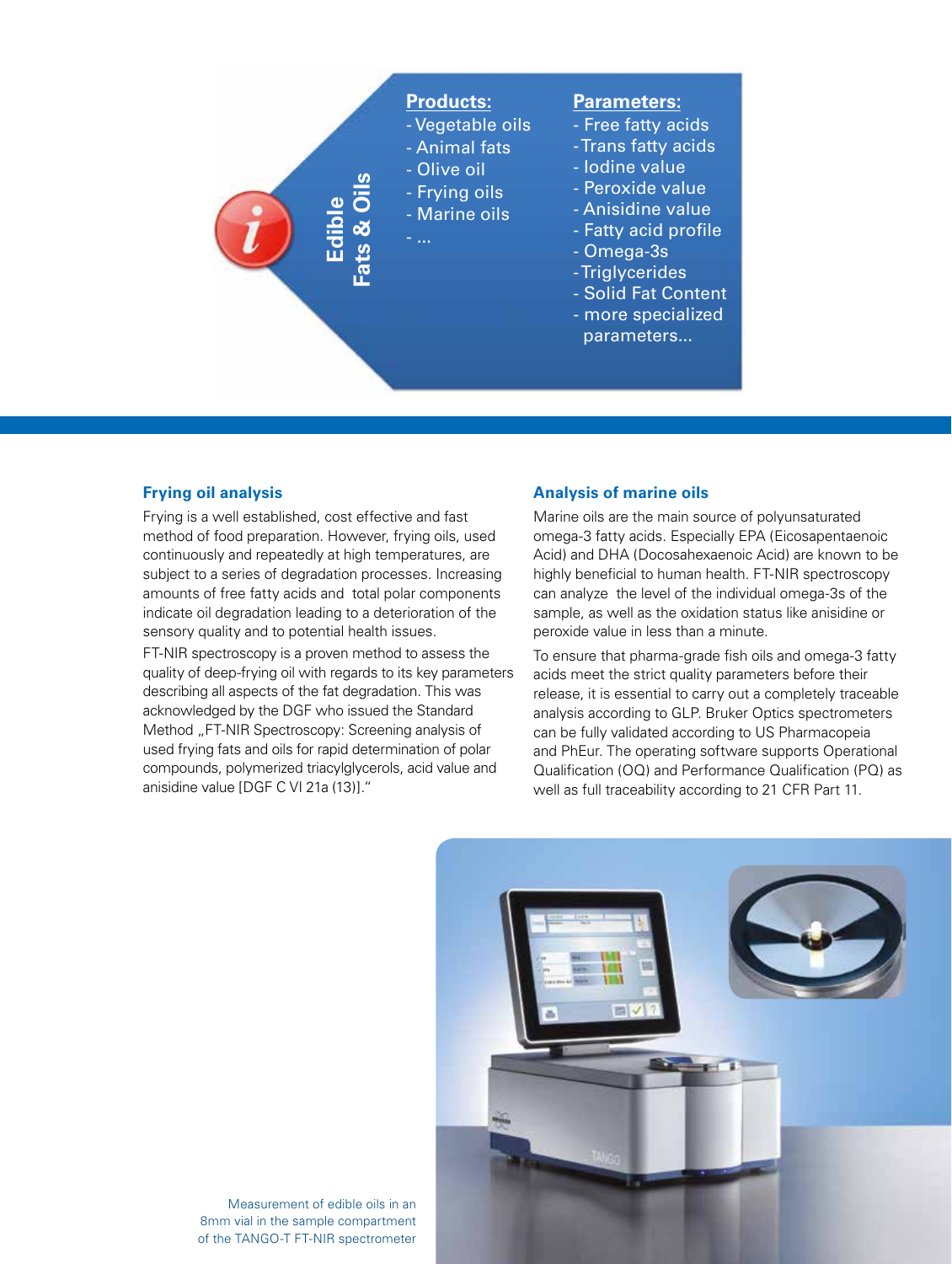**Edible Fats & Oils**

**Products:**
- Vegetable oils
- Animal fats
- Olive oil
- Frying oils
- Marine oils
- ...

**Parameters:**
- Free fatty acids
- Trans fatty acids
- Iodine value
- Peroxide value
- Anisidine value
- Fatty acid profile
- Omega-3s
- Triglycerides
- Solid Fat Content
- more specialized parameters...

### Frying oil analysis

Frying is a well established, cost effective and fast method of food preparation. However, frying oils, used continuously and repeatedly at high temperatures, are subject to a series of degradation processes. Increasing amounts of free fatty acids and total polar components indicate oil degradation leading to a deterioration of the sensory quality and to potential health issues.

FT-NIR spectroscopy is a proven method to assess the quality of deep-frying oil with regards to its key parameters describing all aspects of the fat degradation. This was acknowledged by the DGF who issued the Standard Method „FT-NIR Spectroscopy: Screening analysis of used frying fats and oils for rapid determination of polar compounds, polymerized triacylglycerols, acid value and anisidine value [DGF C VI 21a (13)]."

### Analysis of marine oils

Marine oils are the main source of polyunsaturated omega-3 fatty acids. Especially EPA (Eicosapentaenoic Acid) and DHA (Docosahexaenoic Acid) are known to be highly beneficial to human health. FT-NIR spectroscopy can analyze the level of the individual omega-3s of the sample, as well as the oxidation status like anisidine or peroxide value in less than a minute.

To ensure that pharma-grade fish oils and omega-3 fatty acids meet the strict quality parameters before their release, it is essential to carry out a completely traceable analysis according to GLP. Bruker Optics spectrometers can be fully validated according to US Pharmacopeia and PhEur. The operating software supports Operational Qualification (OQ) and Performance Qualification (PQ) as well as full traceability according to 21 CFR Part 11.

Measurement of edible oils in an 8mm vial in the sample compartment of the TANGO-T FT-NIR spectrometer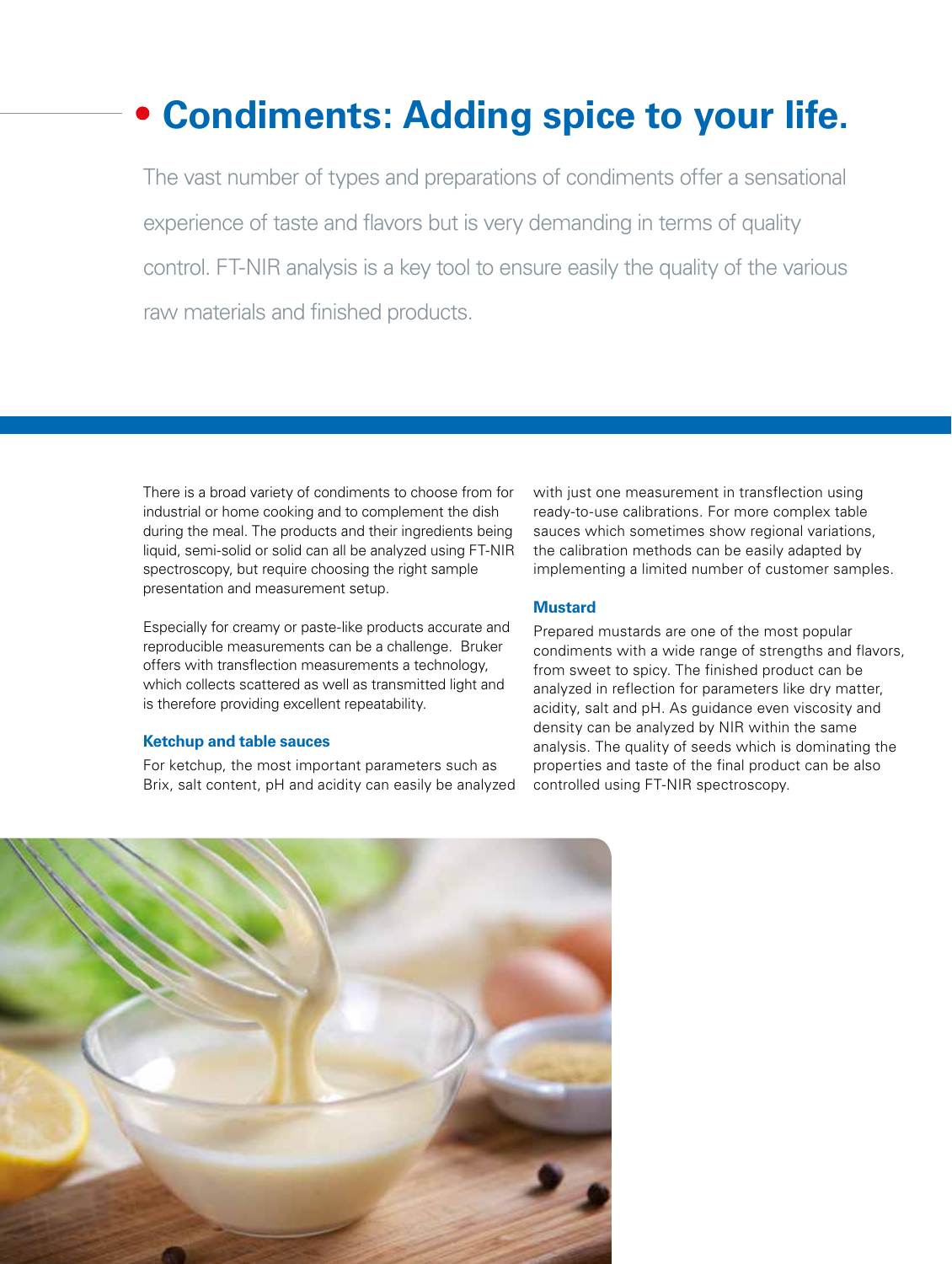# Condiments: Adding spice to your life.

The vast number of types and preparations of condiments offer a sensational experience of taste and flavors but is very demanding in terms of quality control. FT-NIR analysis is a key tool to ensure easily the quality of the various raw materials and finished products.

There is a broad variety of condiments to choose from for industrial or home cooking and to complement the dish during the meal. The products and their ingredients being liquid, semi-solid or solid can all be analyzed using FT-NIR spectroscopy, but require choosing the right sample presentation and measurement setup.

Especially for creamy or paste-like products accurate and reproducible measurements can be a challenge. Bruker offers with transflection measurements a technology, which collects scattered as well as transmitted light and is therefore providing excellent repeatability.

### Ketchup and table sauces

For ketchup, the most important parameters such as Brix, salt content, pH and acidity can easily be analyzed with just one measurement in transflection using ready-to-use calibrations. For more complex table sauces which sometimes show regional variations, the calibration methods can be easily adapted by implementing a limited number of customer samples.

### Mustard

Prepared mustards are one of the most popular condiments with a wide range of strengths and flavors, from sweet to spicy. The finished product can be analyzed in reflection for parameters like dry matter, acidity, salt and pH. As guidance even viscosity and density can be analyzed by NIR within the same analysis. The quality of seeds which is dominating the properties and taste of the final product can be also controlled using FT-NIR spectroscopy.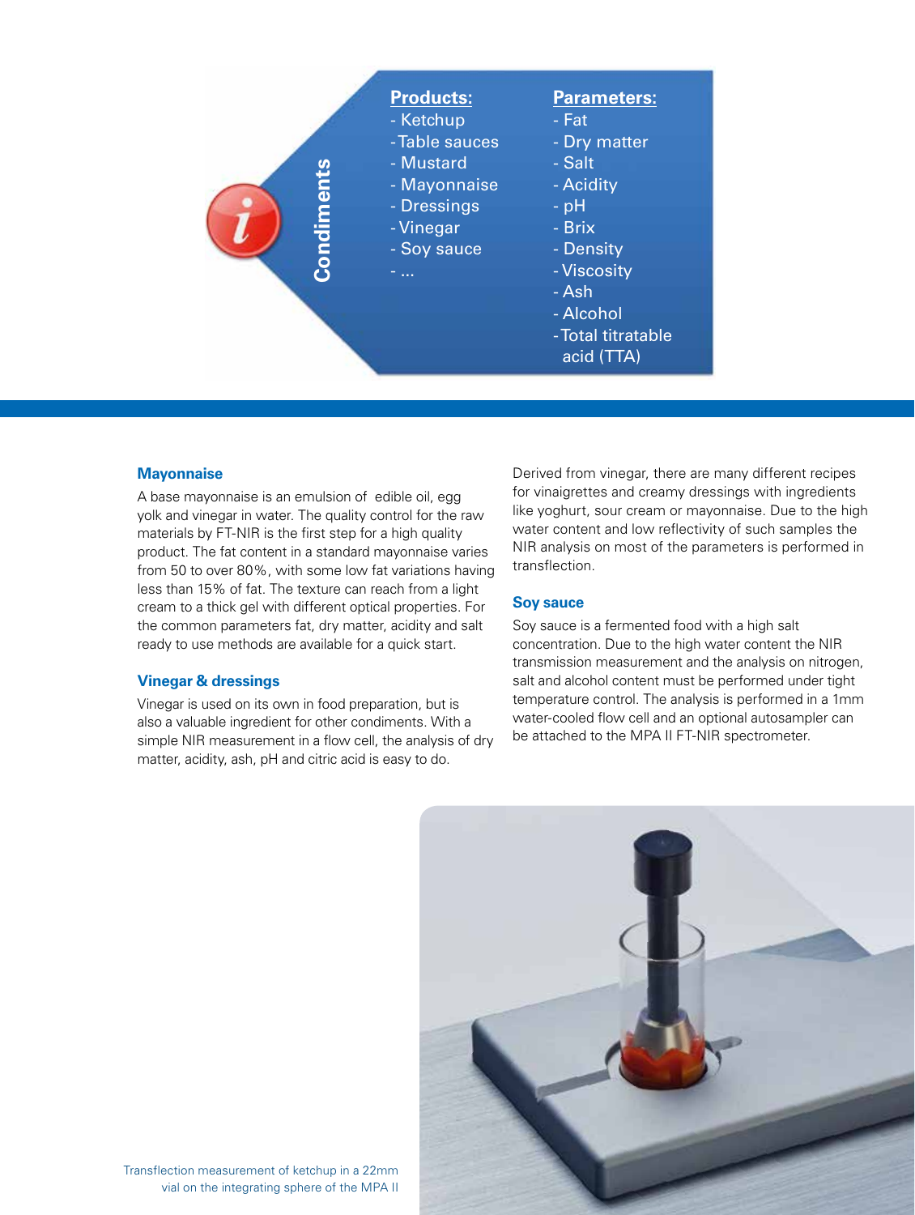## Condiments

**Products:**
- Ketchup
- Table sauces
- Mustard
- Mayonnaise
- Dressings
- Vinegar
- Soy sauce
- ...

**Parameters:**
- Fat
- Dry matter
- Salt
- Acidity
- pH
- Brix
- Density
- Viscosity
- Ash
- Alcohol
- Total titratable acid (TTA)

### Mayonnaise

A base mayonnaise is an emulsion of edible oil, egg yolk and vinegar in water. The quality control for the raw materials by FT-NIR is the first step for a high quality product. The fat content in a standard mayonnaise varies from 50 to over 80%, with some low fat variations having less than 15% of fat. The texture can reach from a light cream to a thick gel with different optical properties. For the common parameters fat, dry matter, acidity and salt ready to use methods are available for a quick start.

### Vinegar & dressings

Vinegar is used on its own in food preparation, but is also a valuable ingredient for other condiments. With a simple NIR measurement in a flow cell, the analysis of dry matter, acidity, ash, pH and citric acid is easy to do.

Derived from vinegar, there are many different recipes for vinaigrettes and creamy dressings with ingredients like yoghurt, sour cream or mayonnaise. Due to the high water content and low reflectivity of such samples the NIR analysis on most of the parameters is performed in transflection.

### Soy sauce

Soy sauce is a fermented food with a high salt concentration. Due to the high water content the NIR transmission measurement and the analysis on nitrogen, salt and alcohol content must be performed under tight temperature control. The analysis is performed in a 1mm water-cooled flow cell and an optional autosampler can be attached to the MPA II FT-NIR spectrometer.

Transflection measurement of ketchup in a 22mm vial on the integrating sphere of the MPA II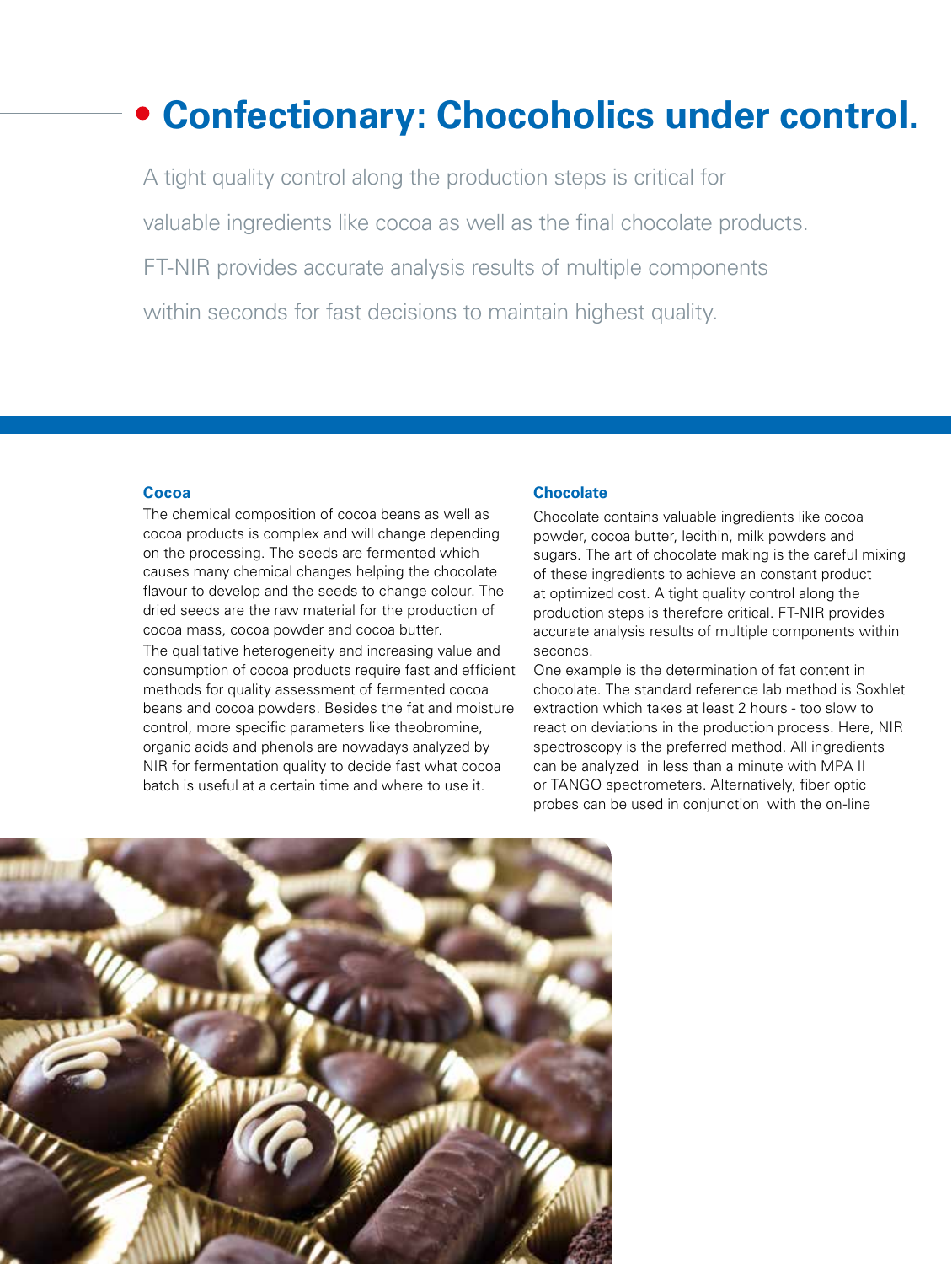# Confectionary: Chocoholics under control.

A tight quality control along the production steps is critical for valuable ingredients like cocoa as well as the final chocolate products. FT-NIR provides accurate analysis results of multiple components within seconds for fast decisions to maintain highest quality.

### Cocoa

The chemical composition of cocoa beans as well as cocoa products is complex and will change depending on the processing. The seeds are fermented which causes many chemical changes helping the chocolate flavour to develop and the seeds to change colour. The dried seeds are the raw material for the production of cocoa mass, cocoa powder and cocoa butter.

The qualitative heterogeneity and increasing value and consumption of cocoa products require fast and efficient methods for quality assessment of fermented cocoa beans and cocoa powders. Besides the fat and moisture control, more specific parameters like theobromine, organic acids and phenols are nowadays analyzed by NIR for fermentation quality to decide fast what cocoa batch is useful at a certain time and where to use it.

### Chocolate

Chocolate contains valuable ingredients like cocoa powder, cocoa butter, lecithin, milk powders and sugars. The art of chocolate making is the careful mixing of these ingredients to achieve an constant product at optimized cost. A tight quality control along the production steps is therefore critical. FT-NIR provides accurate analysis results of multiple components within seconds.

One example is the determination of fat content in chocolate. The standard reference lab method is Soxhlet extraction which takes at least 2 hours - too slow to react on deviations in the production process. Here, NIR spectroscopy is the preferred method. All ingredients can be analyzed in less than a minute with MPA II or TANGO spectrometers. Alternatively, fiber optic probes can be used in conjunction with the on-line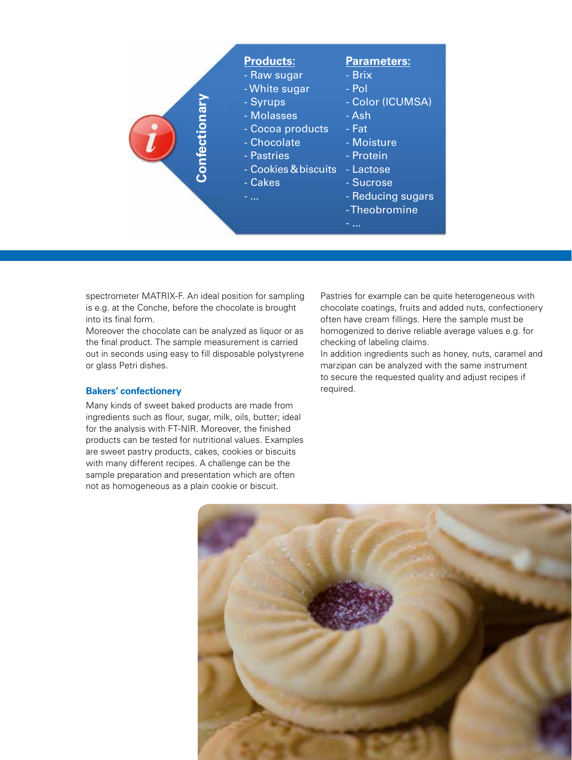**Confectionary**

**Products:**
- Raw sugar
- White sugar
- Syrups
- Molasses
- Cocoa products
- Chocolate
- Pastries
- Cookies & biscuits
- Cakes
- ...

**Parameters:**
- Brix
- Pol
- Color (ICUMSA)
- Ash
- Fat
- Moisture
- Protein
- Lactose
- Sucrose
- Reducing sugars
- Theobromine
- ...

spectrometer MATRIX-F. An ideal position for sampling is e.g. at the Conche, before the chocolate is brought into its final form.
Moreover the chocolate can be analyzed as liquor or as the final product. The sample measurement is carried out in seconds using easy to fill disposable polystyrene or glass Petri dishes.

### Bakers' confectionery

Many kinds of sweet baked products are made from ingredients such as flour, sugar, milk, oils, butter; ideal for the analysis with FT-NIR. Moreover, the finished products can be tested for nutritional values. Examples are sweet pastry products, cakes, cookies or biscuits with many different recipes. A challenge can be the sample preparation and presentation which are often not as homogeneous as a plain cookie or biscuit.

Pastries for example can be quite heterogeneous with chocolate coatings, fruits and added nuts, confectionery often have cream fillings. Here the sample must be homogenized to derive reliable average values e.g. for checking of labeling claims.
In addition ingredients such as honey, nuts, caramel and marzipan can be analyzed with the same instrument to secure the requested quality and adjust recipes if required.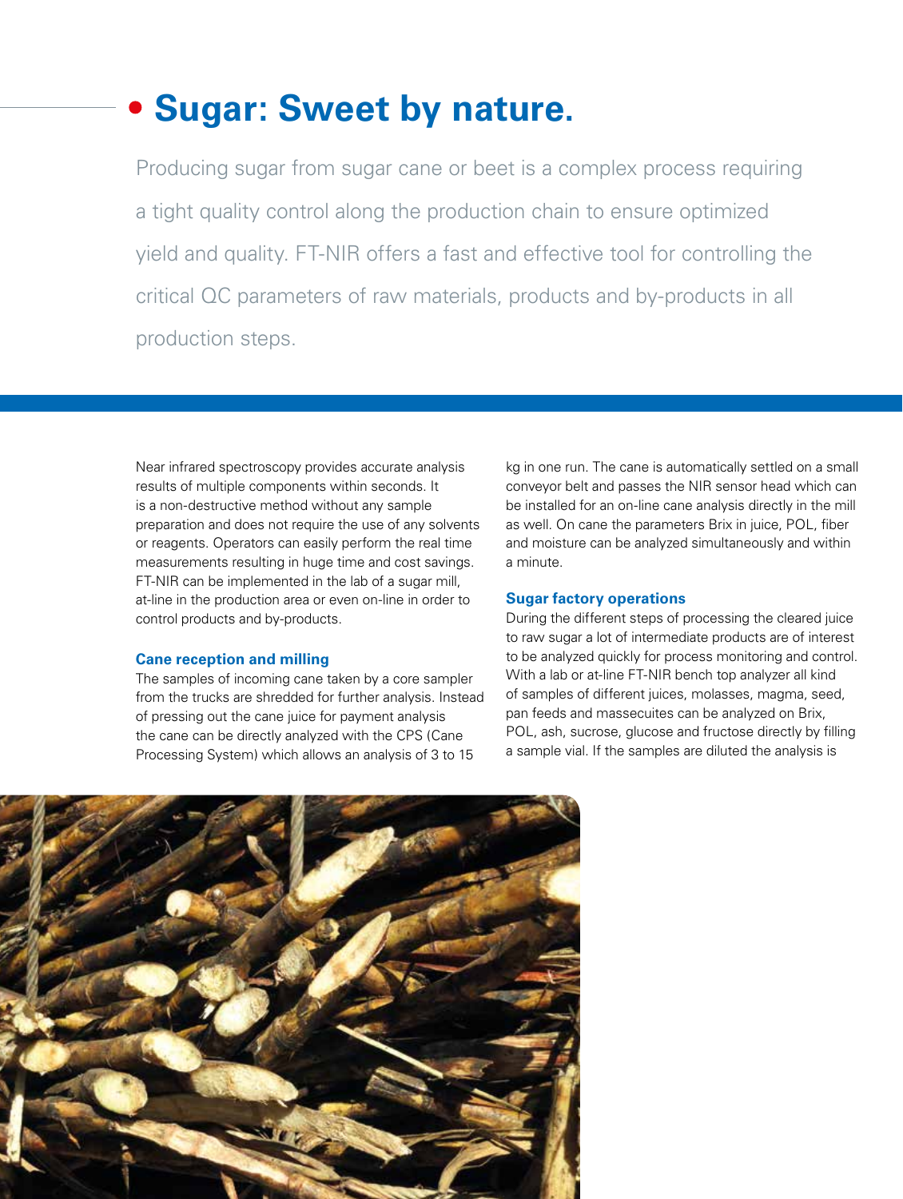# Sugar: Sweet by nature.

Producing sugar from sugar cane or beet is a complex process requiring a tight quality control along the production chain to ensure optimized yield and quality. FT-NIR offers a fast and effective tool for controlling the critical QC parameters of raw materials, products and by-products in all production steps.

Near infrared spectroscopy provides accurate analysis results of multiple components within seconds. It is a non-destructive method without any sample preparation and does not require the use of any solvents or reagents. Operators can easily perform the real time measurements resulting in huge time and cost savings. FT-NIR can be implemented in the lab of a sugar mill, at-line in the production area or even on-line in order to control products and by-products.

### Cane reception and milling

The samples of incoming cane taken by a core sampler from the trucks are shredded for further analysis. Instead of pressing out the cane juice for payment analysis the cane can be directly analyzed with the CPS (Cane Processing System) which allows an analysis of 3 to 15 kg in one run. The cane is automatically settled on a small conveyor belt and passes the NIR sensor head which can be installed for an on-line cane analysis directly in the mill as well. On cane the parameters Brix in juice, POL, fiber and moisture can be analyzed simultaneously and within a minute.

### Sugar factory operations

During the different steps of processing the cleared juice to raw sugar a lot of intermediate products are of interest to be analyzed quickly for process monitoring and control. With a lab or at-line FT-NIR bench top analyzer all kind of samples of different juices, molasses, magma, seed, pan feeds and massecuites can be analyzed on Brix, POL, ash, sucrose, glucose and fructose directly by filling a sample vial. If the samples are diluted the analysis is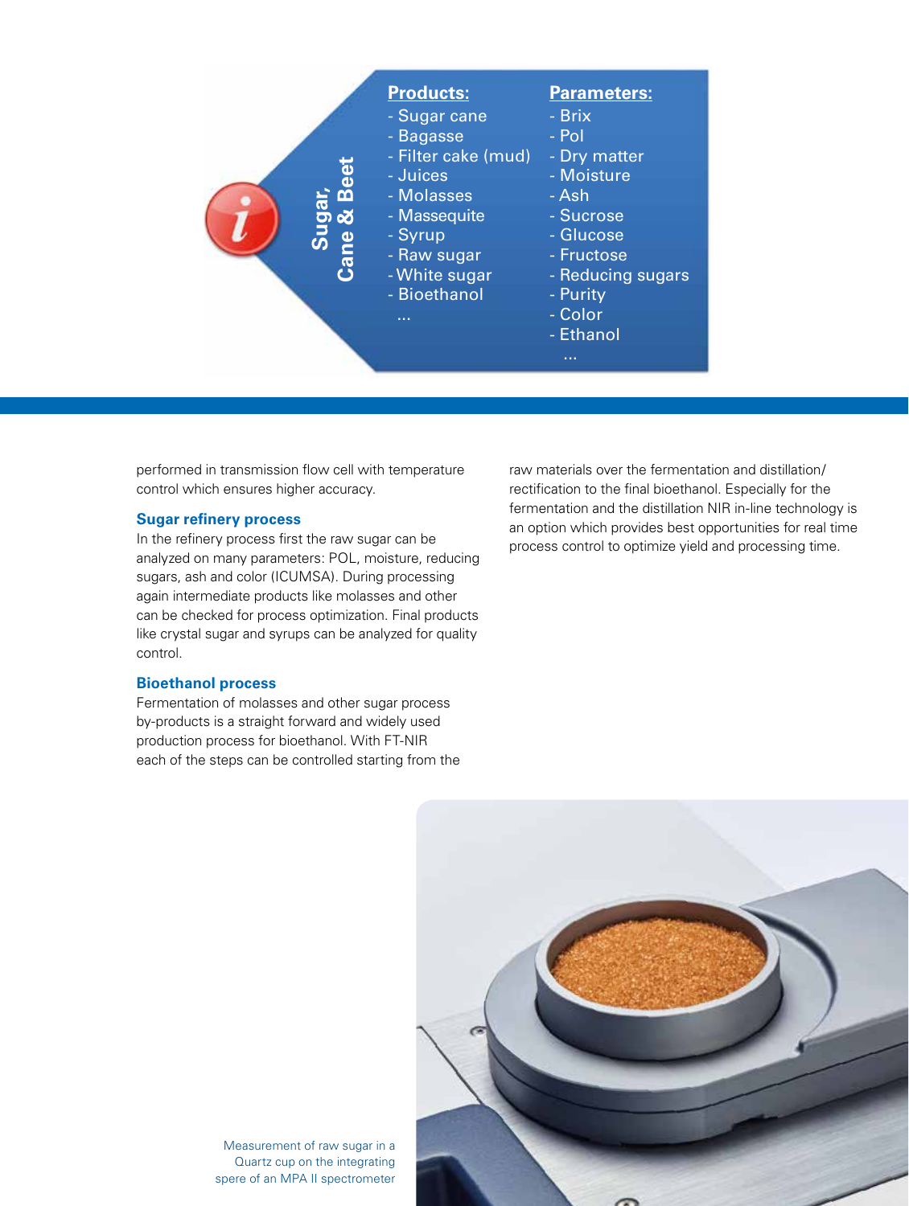**Sugar, Cane & Beet**

**Products:**
- Sugar cane
- Bagasse
- Filter cake (mud)
- Juices
- Molasses
- Massequite
- Syrup
- Raw sugar
- White sugar
- Bioethanol

...

**Parameters:**
- Brix
- Pol
- Dry matter
- Moisture
- Ash
- Sucrose
- Glucose
- Fructose
- Reducing sugars
- Purity
- Color
- Ethanol

...

performed in transmission flow cell with temperature control which ensures higher accuracy.

### Sugar refinery process

In the refinery process first the raw sugar can be analyzed on many parameters: POL, moisture, reducing sugars, ash and color (ICUMSA). During processing again intermediate products like molasses and other can be checked for process optimization. Final products like crystal sugar and syrups can be analyzed for quality control.

### Bioethanol process

Fermentation of molasses and other sugar process by-products is a straight forward and widely used production process for bioethanol. With FT-NIR each of the steps can be controlled starting from the raw materials over the fermentation and distillation/rectification to the final bioethanol. Especially for the fermentation and the distillation NIR in-line technology is an option which provides best opportunities for real time process control to optimize yield and processing time.

Measurement of raw sugar in a Quartz cup on the integrating spere of an MPA II spectrometer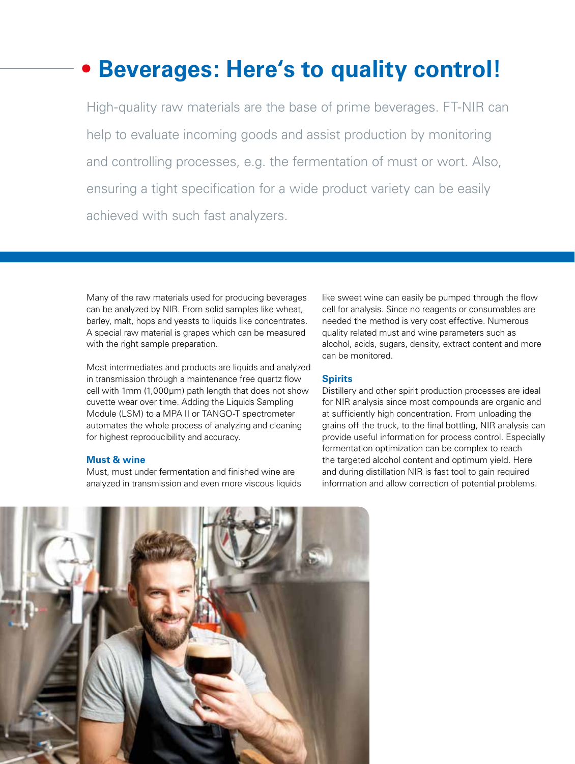# Beverages: Here's to quality control!

High-quality raw materials are the base of prime beverages. FT-NIR can help to evaluate incoming goods and assist production by monitoring and controlling processes, e.g. the fermentation of must or wort. Also, ensuring a tight specification for a wide product variety can be easily achieved with such fast analyzers.

Many of the raw materials used for producing beverages can be analyzed by NIR. From solid samples like wheat, barley, malt, hops and yeasts to liquids like concentrates. A special raw material is grapes which can be measured with the right sample preparation.

Most intermediates and products are liquids and analyzed in transmission through a maintenance free quartz flow cell with 1mm (1,000µm) path length that does not show cuvette wear over time. Adding the Liquids Sampling Module (LSM) to a MPA II or TANGO-T spectrometer automates the whole process of analyzing and cleaning for highest reproducibility and accuracy.

### Must & wine

Must, must under fermentation and finished wine are analyzed in transmission and even more viscous liquids like sweet wine can easily be pumped through the flow cell for analysis. Since no reagents or consumables are needed the method is very cost effective. Numerous quality related must and wine parameters such as alcohol, acids, sugars, density, extract content and more can be monitored.

### Spirits

Distillery and other spirit production processes are ideal for NIR analysis since most compounds are organic and at sufficiently high concentration. From unloading the grains off the truck, to the final bottling, NIR analysis can provide useful information for process control. Especially fermentation optimization can be complex to reach the targeted alcohol content and optimum yield. Here and during distillation NIR is fast tool to gain required information and allow correction of potential problems.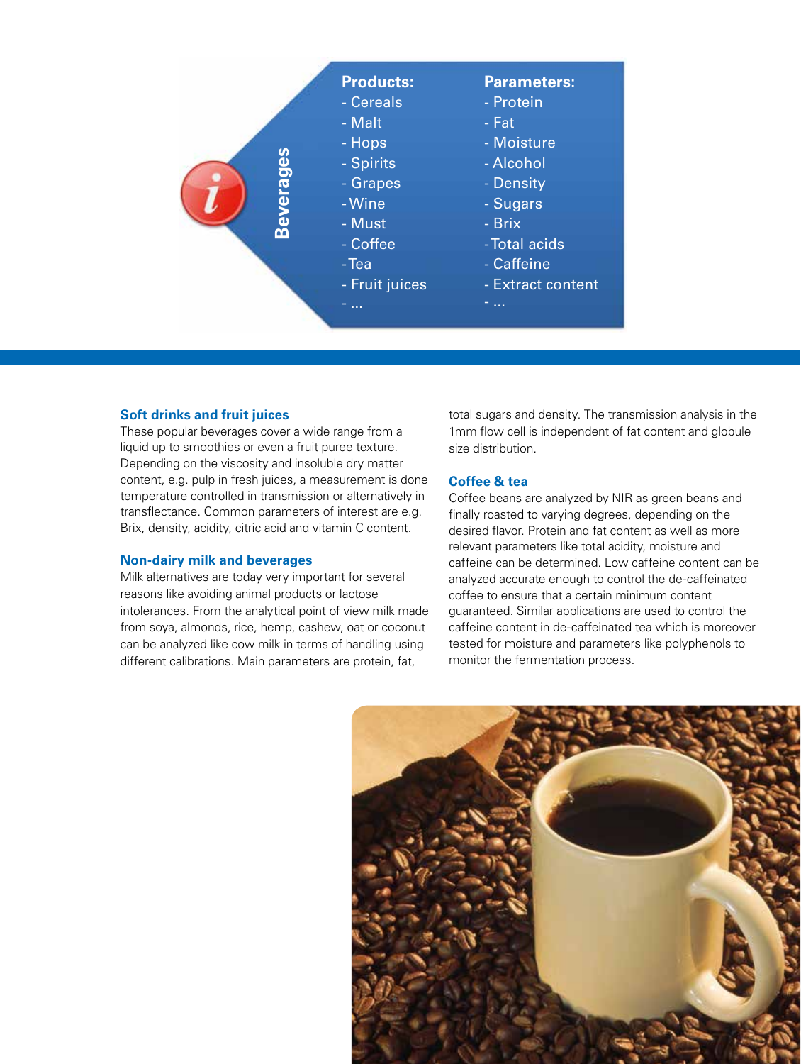## Beverages

| Products: | Parameters: |
| --- | --- |
| - Cereals | - Protein |
| - Malt | - Fat |
| - Hops | - Moisture |
| - Spirits | - Alcohol |
| - Grapes | - Density |
| - Wine | - Sugars |
| - Must | - Brix |
| - Coffee | - Total acids |
| - Tea | - Caffeine |
| - Fruit juices | - Extract content |
| - ... | - ... |

### Soft drinks and fruit juices

These popular beverages cover a wide range from a liquid up to smoothies or even a fruit puree texture. Depending on the viscosity and insoluble dry matter content, e.g. pulp in fresh juices, a measurement is done temperature controlled in transmission or alternatively in transflectance. Common parameters of interest are e.g. Brix, density, acidity, citric acid and vitamin C content.

### Non-dairy milk and beverages

Milk alternatives are today very important for several reasons like avoiding animal products or lactose intolerances. From the analytical point of view milk made from soya, almonds, rice, hemp, cashew, oat or coconut can be analyzed like cow milk in terms of handling using different calibrations. Main parameters are protein, fat, total sugars and density. The transmission analysis in the 1mm flow cell is independent of fat content and globule size distribution.

### Coffee & tea

Coffee beans are analyzed by NIR as green beans and finally roasted to varying degrees, depending on the desired flavor. Protein and fat content as well as more relevant parameters like total acidity, moisture and caffeine can be determined. Low caffeine content can be analyzed accurate enough to control the de-caffeinated coffee to ensure that a certain minimum content guaranteed. Similar applications are used to control the caffeine content in de-caffeinated tea which is moreover tested for moisture and parameters like polyphenols to monitor the fermentation process.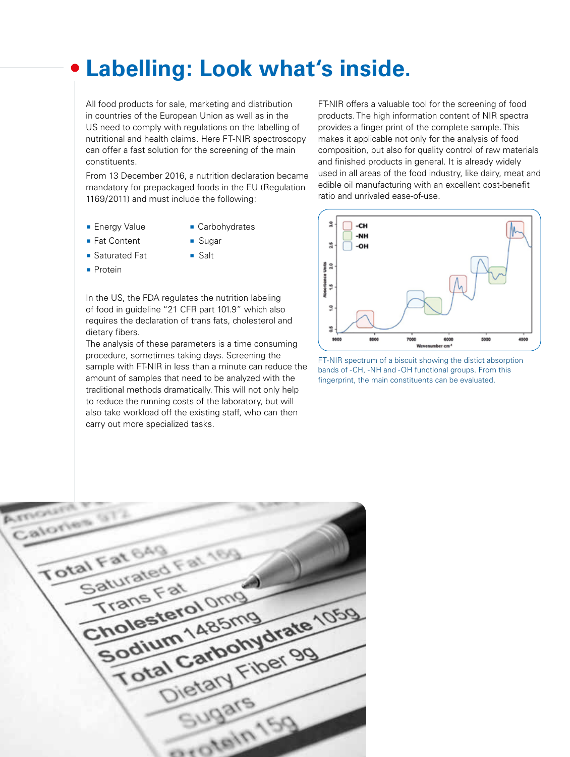# Labelling: Look what's inside.

All food products for sale, marketing and distribution in countries of the European Union as well as in the US need to comply with regulations on the labelling of nutritional and health claims. Here FT-NIR spectroscopy can offer a fast solution for the screening of the main constituents.

From 13 December 2016, a nutrition declaration became mandatory for prepackaged foods in the EU (Regulation 1169/2011) and must include the following:

- Energy Value
- Fat Content
- Saturated Fat
- Protein
- Carbohydrates
- Sugar
- Salt

In the US, the FDA regulates the nutrition labeling of food in guideline "21 CFR part 101.9" which also requires the declaration of trans fats, cholesterol and dietary fibers.

The analysis of these parameters is a time consuming procedure, sometimes taking days. Screening the sample with FT-NIR in less than a minute can reduce the amount of samples that need to be analyzed with the traditional methods dramatically. This will not only help to reduce the running costs of the laboratory, but will also take workload off the existing staff, who can then carry out more specialized tasks.

FT-NIR offers a valuable tool for the screening of food products. The high information content of NIR spectra provides a finger print of the complete sample. This makes it applicable not only for the analysis of food composition, but also for quality control of raw materials and finished products in general. It is already widely used in all areas of the food industry, like dairy, meat and edible oil manufacturing with an excellent cost-benefit ratio and unrivaled ease-of-use.

FT-NIR spectrum of a biscuit showing the distict absorption bands of -CH, -NH and -OH functional groups. From this fingerprint, the main constituents can be evaluated.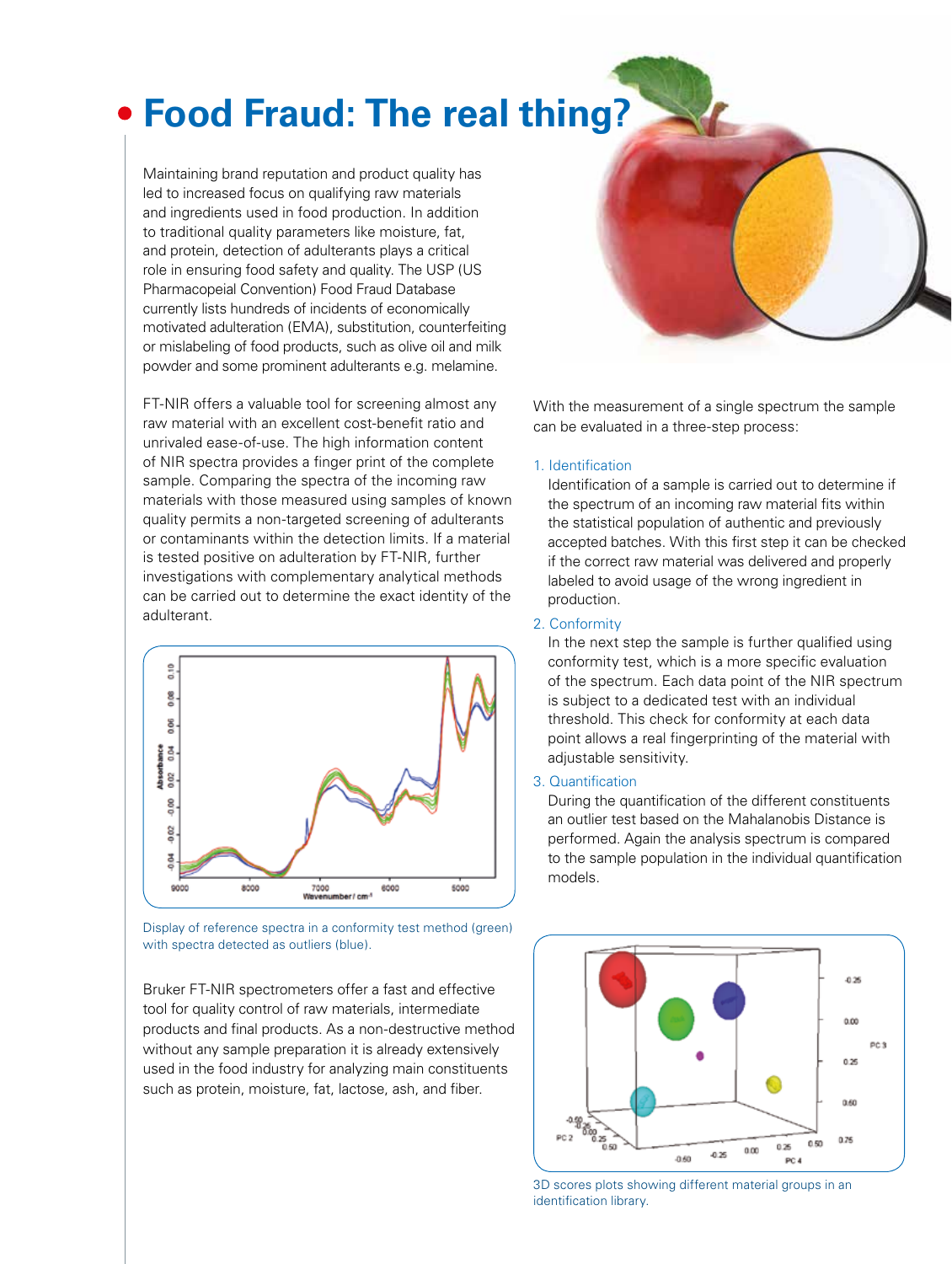# Food Fraud: The real thing?

Maintaining brand reputation and product quality has led to increased focus on qualifying raw materials and ingredients used in food production. In addition to traditional quality parameters like moisture, fat, and protein, detection of adulterants plays a critical role in ensuring food safety and quality. The USP (US Pharmacopeial Convention) Food Fraud Database currently lists hundreds of incidents of economically motivated adulteration (EMA), substitution, counterfeiting or mislabeling of food products, such as olive oil and milk powder and some prominent adulterants e.g. melamine.

FT-NIR offers a valuable tool for screening almost any raw material with an excellent cost-benefit ratio and unrivaled ease-of-use. The high information content of NIR spectra provides a finger print of the complete sample. Comparing the spectra of the incoming raw materials with those measured using samples of known quality permits a non-targeted screening of adulterants or contaminants within the detection limits. If a material is tested positive on adulteration by FT-NIR, further investigations with complementary analytical methods can be carried out to determine the exact identity of the adulterant.

Display of reference spectra in a conformity test method (green) with spectra detected as outliers (blue).

Bruker FT-NIR spectrometers offer a fast and effective tool for quality control of raw materials, intermediate products and final products. As a non-destructive method without any sample preparation it is already extensively used in the food industry for analyzing main constituents such as protein, moisture, fat, lactose, ash, and fiber.

With the measurement of a single spectrum the sample can be evaluated in a three-step process:

1. Identification
   Identification of a sample is carried out to determine if the spectrum of an incoming raw material fits within the statistical population of authentic and previously accepted batches. With this first step it can be checked if the correct raw material was delivered and properly labeled to avoid usage of the wrong ingredient in production.
2. Conformity
   In the next step the sample is further qualified using conformity test, which is a more specific evaluation of the spectrum. Each data point of the NIR spectrum is subject to a dedicated test with an individual threshold. This check for conformity at each data point allows a real fingerprinting of the material with adjustable sensitivity.
3. Quantification
   During the quantification of the different constituents an outlier test based on the Mahalanobis Distance is performed. Again the analysis spectrum is compared to the sample population in the individual quantification models.

3D scores plots showing different material groups in an identification library.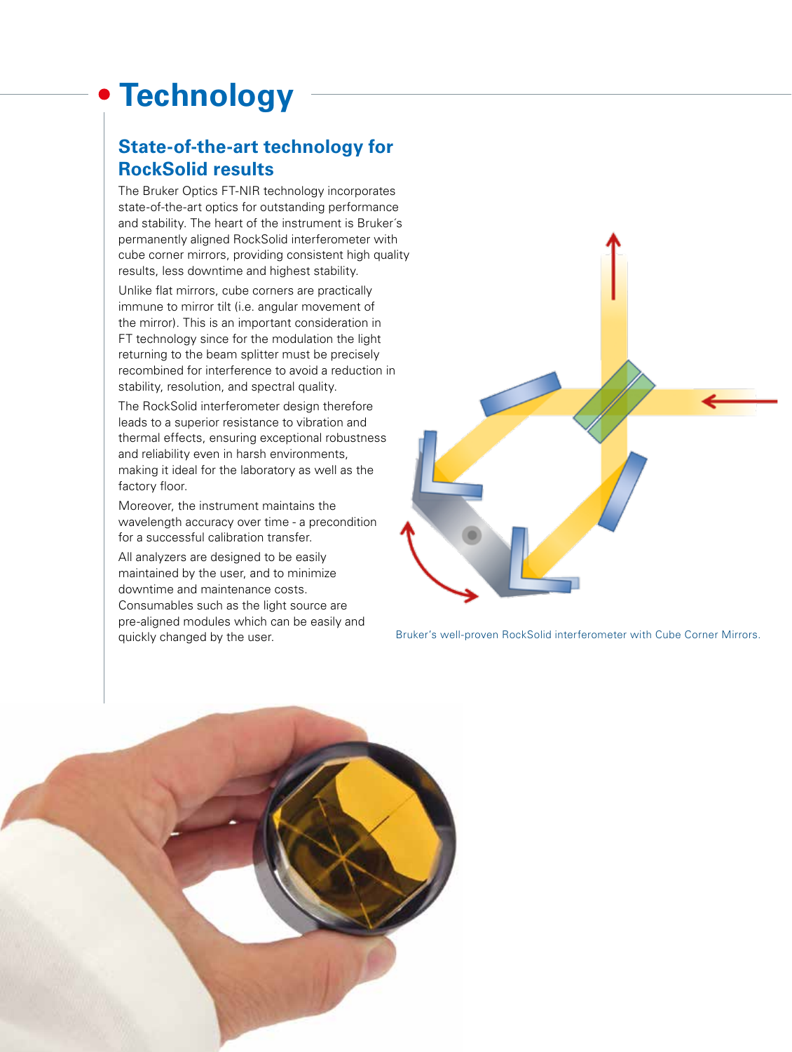# Technology

## State-of-the-art technology for RockSolid results

The Bruker Optics FT-NIR technology incorporates state-of-the-art optics for outstanding performance and stability. The heart of the instrument is Bruker's permanently aligned RockSolid interferometer with cube corner mirrors, providing consistent high quality results, less downtime and highest stability.

Unlike flat mirrors, cube corners are practically immune to mirror tilt (i.e. angular movement of the mirror). This is an important consideration in FT technology since for the modulation the light returning to the beam splitter must be precisely recombined for interference to avoid a reduction in stability, resolution, and spectral quality.

The RockSolid interferometer design therefore leads to a superior resistance to vibration and thermal effects, ensuring exceptional robustness and reliability even in harsh environments, making it ideal for the laboratory as well as the factory floor.

Moreover, the instrument maintains the wavelength accuracy over time - a precondition for a successful calibration transfer.

All analyzers are designed to be easily maintained by the user, and to minimize downtime and maintenance costs. Consumables such as the light source are pre-aligned modules which can be easily and quickly changed by the user.

Bruker's well-proven RockSolid interferometer with Cube Corner Mirrors.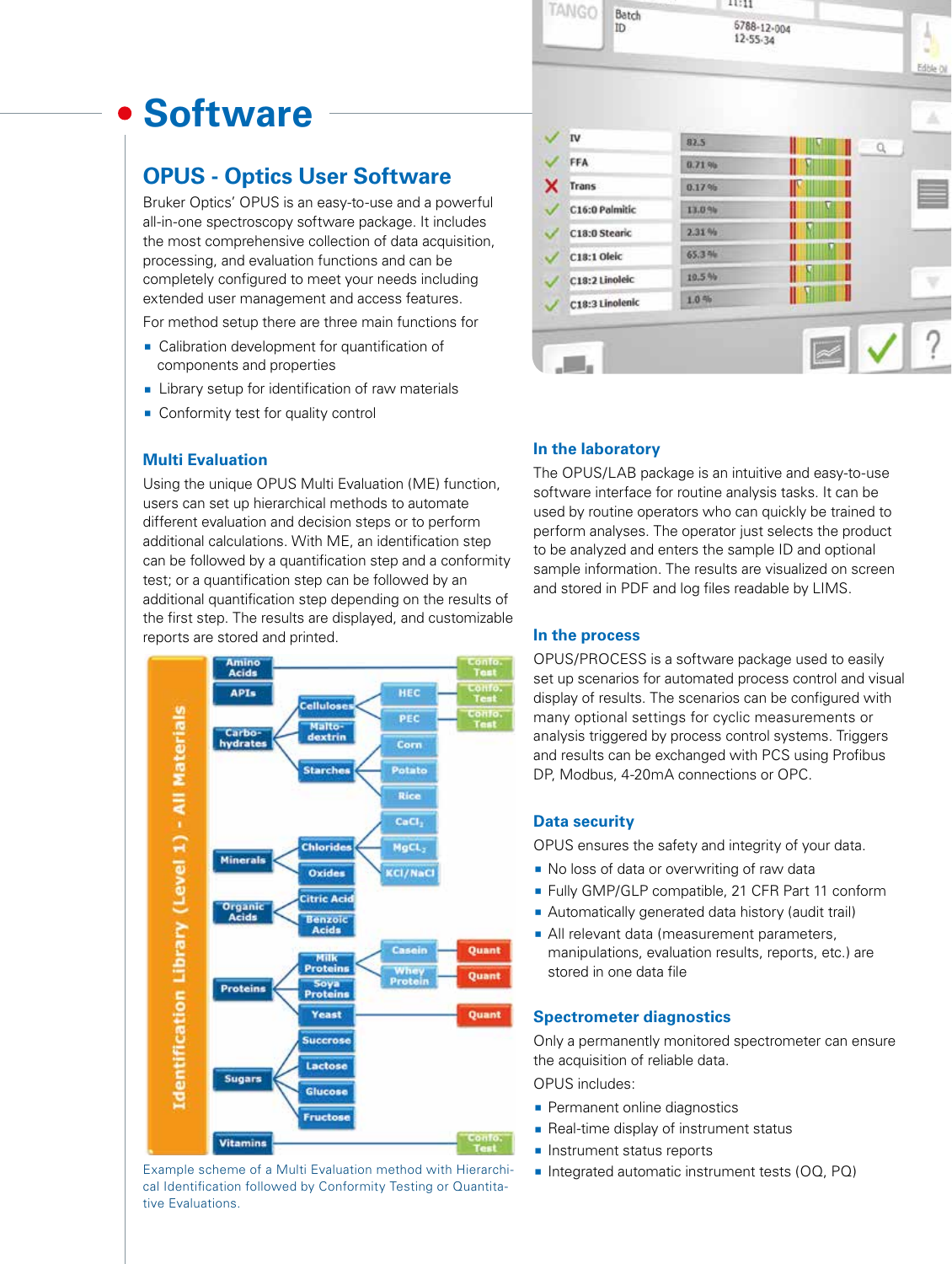# Software

## OPUS - Optics User Software

Bruker Optics' OPUS is an easy-to-use and a powerful all-in-one spectroscopy software package. It includes the most comprehensive collection of data acquisition, processing, and evaluation functions and can be completely configured to meet your needs including extended user management and access features.

For method setup there are three main functions for

- Calibration development for quantification of components and properties
- Library setup for identification of raw materials
- Conformity test for quality control

### Multi Evaluation

Using the unique OPUS Multi Evaluation (ME) function, users can set up hierarchical methods to automate different evaluation and decision steps or to perform additional calculations. With ME, an identification step can be followed by a quantification step and a conformity test; or a quantification step can be followed by an additional quantification step depending on the results of the first step. The results are displayed, and customizable reports are stored and printed.

Example scheme of a Multi Evaluation method with Hierarchical Identification followed by Conformity Testing or Quantitative Evaluations.

### In the laboratory

The OPUS/LAB package is an intuitive and easy-to-use software interface for routine analysis tasks. It can be used by routine operators who can quickly be trained to perform analyses. The operator just selects the product to be analyzed and enters the sample ID and optional sample information. The results are visualized on screen and stored in PDF and log files readable by LIMS.

### In the process

OPUS/PROCESS is a software package used to easily set up scenarios for automated process control and visual display of results. The scenarios can be configured with many optional settings for cyclic measurements or analysis triggered by process control systems. Triggers and results can be exchanged with PCS using Profibus DP, Modbus, 4-20mA connections or OPC.

### Data security

OPUS ensures the safety and integrity of your data.

- No loss of data or overwriting of raw data
- Fully GMP/GLP compatible, 21 CFR Part 11 conform
- Automatically generated data history (audit trail)
- All relevant data (measurement parameters, manipulations, evaluation results, reports, etc.) are stored in one data file

### Spectrometer diagnostics

Only a permanently monitored spectrometer can ensure the acquisition of reliable data.

OPUS includes:

- Permanent online diagnostics
- Real-time display of instrument status
- Instrument status reports
- Integrated automatic instrument tests (OQ, PQ)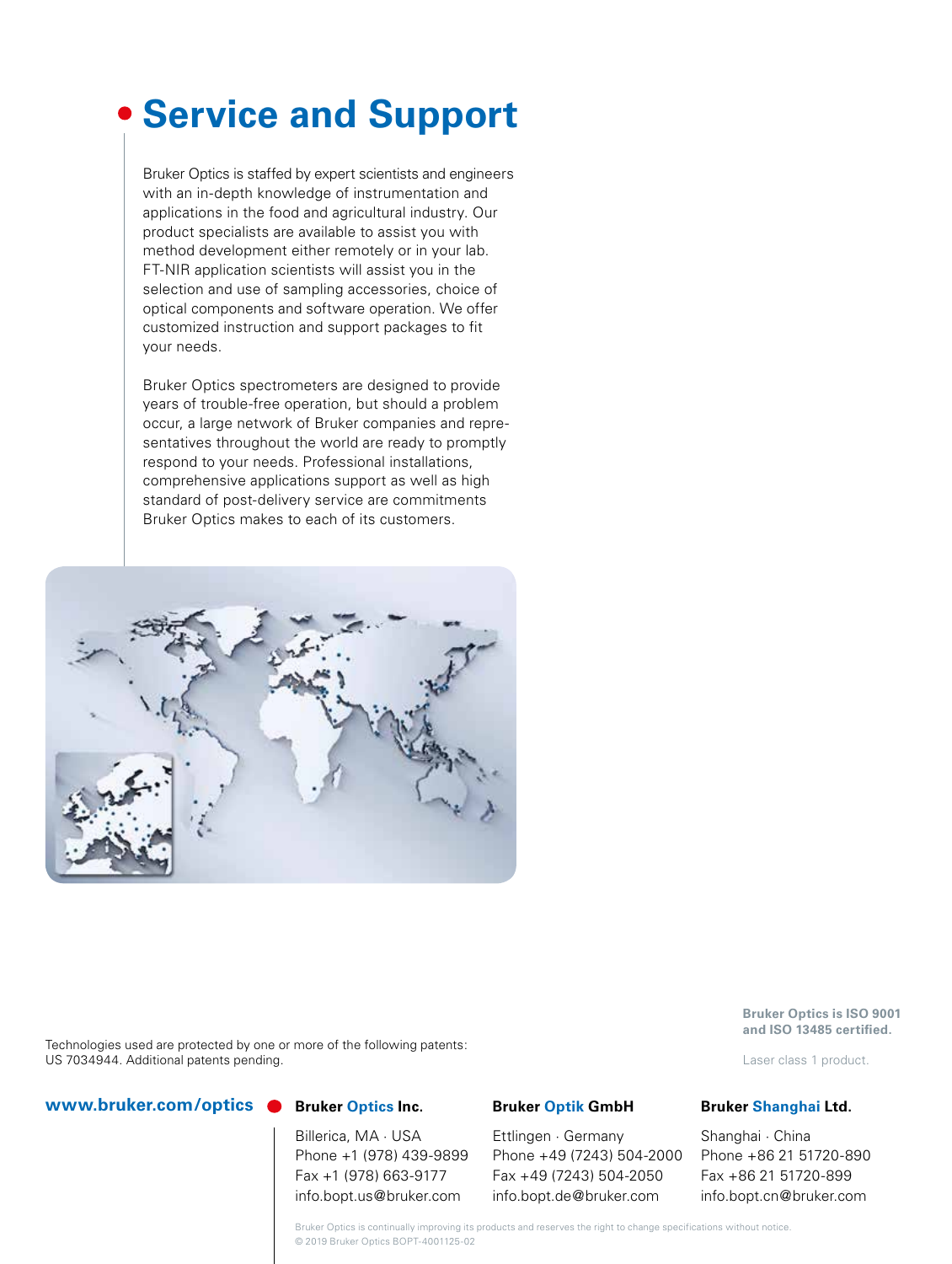# Service and Support

Bruker Optics is staffed by expert scientists and engineers with an in-depth knowledge of instrumentation and applications in the food and agricultural industry. Our product specialists are available to assist you with method development either remotely or in your lab. FT-NIR application scientists will assist you in the selection and use of sampling accessories, choice of optical components and software operation. We offer customized instruction and support packages to fit your needs.

Bruker Optics spectrometers are designed to provide years of trouble-free operation, but should a problem occur, a large network of Bruker companies and representatives throughout the world are ready to promptly respond to your needs. Professional installations, comprehensive applications support as well as high standard of post-delivery service are commitments Bruker Optics makes to each of its customers.

Technologies used are protected by one or more of the following patents: US 7034944. Additional patents pending.

**Bruker Optics is ISO 9001 and ISO 13485 certified.**

Laser class 1 product.

**www.bruker.com/optics**

**Bruker Optics Inc.**

Billerica, MA · USA
Phone +1 (978) 439-9899
Fax +1 (978) 663-9177
info.bopt.us@bruker.com

**Bruker Optik GmbH**

Ettlingen · Germany
Phone +49 (7243) 504-2000
Fax +49 (7243) 504-2050
info.bopt.de@bruker.com

**Bruker Shanghai Ltd.**

Shanghai · China
Phone +86 21 51720-890
Fax +86 21 51720-899
info.bopt.cn@bruker.com

Bruker Optics is continually improving its products and reserves the right to change specifications without notice.
© 2019 Bruker Optics BOPT-4001125-02